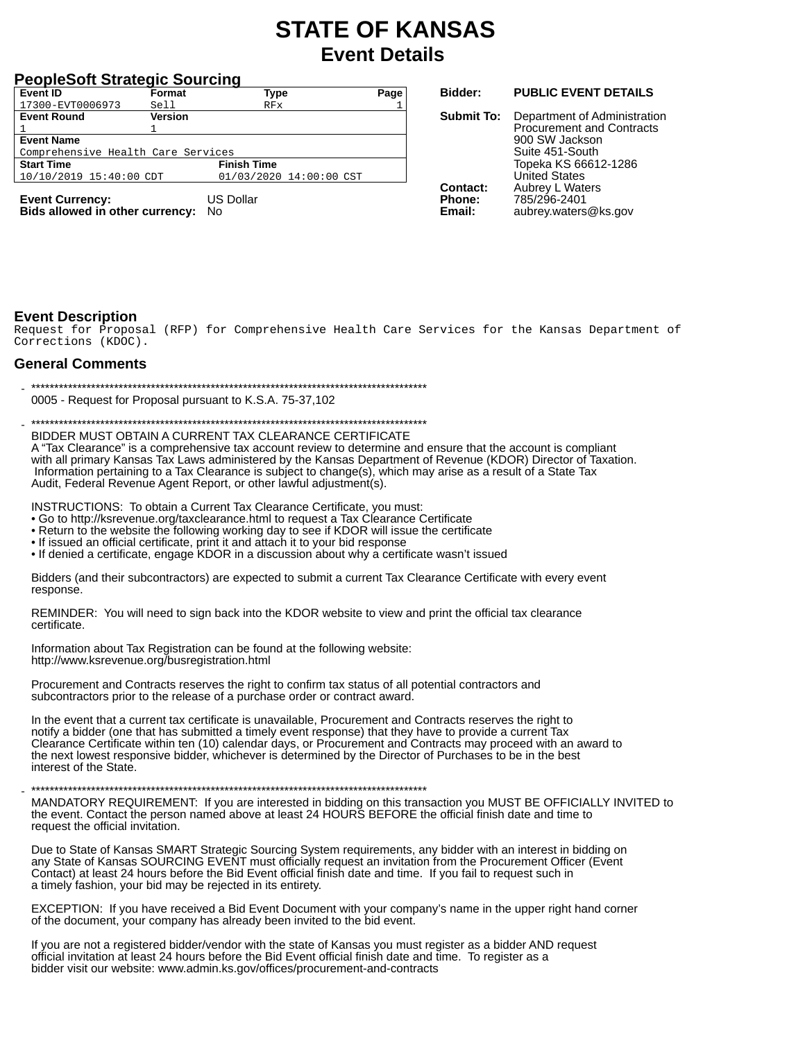# STATE OF KANSAS
## Event Details

### PeopleSoft Strategic Sourcing

| Event ID | Format | Type | Page |
|---|---|---|---|
| 17300-EVT0006973 | Sell | RFx | 1 |
| **Event Round** | **Version** | | |
| 1 | 1 | | |
| **Event Name** | | | |
| Comprehensive Health Care Services | | | |
| **Start Time** | **Finish Time** | | |
| 10/10/2019 15:40:00 CDT | 01/03/2020 14:00:00 CST | | |

**Event Currency:** US Dollar
**Bids allowed in other currency:** No

**Bidder:** PUBLIC EVENT DETAILS

**Submit To:** Department of Administration
Procurement and Contracts
900 SW Jackson
Suite 451-South
Topeka KS 66612-1286
United States

**Contact:** Aubrey L Waters
**Phone:** 785/296-2401
**Email:** aubrey.waters@ks.gov

### Event Description

Request for Proposal (RFP) for Comprehensive Health Care Services for the Kansas Department of Corrections (KDOC).

### General Comments

- ****************************************************************************************
0005 - Request for Proposal pursuant to K.S.A. 75-37,102

- ****************************************************************************************
BIDDER MUST OBTAIN A CURRENT TAX CLEARANCE CERTIFICATE
A "Tax Clearance" is a comprehensive tax account review to determine and ensure that the account is compliant with all primary Kansas Tax Laws administered by the Kansas Department of Revenue (KDOR) Director of Taxation. Information pertaining to a Tax Clearance is subject to change(s), which may arise as a result of a State Tax Audit, Federal Revenue Agent Report, or other lawful adjustment(s).

INSTRUCTIONS: To obtain a Current Tax Clearance Certificate, you must:
• Go to http://ksrevenue.org/taxclearance.html to request a Tax Clearance Certificate
• Return to the website the following working day to see if KDOR will issue the certificate
• If issued an official certificate, print it and attach it to your bid response
• If denied a certificate, engage KDOR in a discussion about why a certificate wasn't issued

Bidders (and their subcontractors) are expected to submit a current Tax Clearance Certificate with every event response.

REMINDER: You will need to sign back into the KDOR website to view and print the official tax clearance certificate.

Information about Tax Registration can be found at the following website:
http://www.ksrevenue.org/busregistration.html

Procurement and Contracts reserves the right to confirm tax status of all potential contractors and subcontractors prior to the release of a purchase order or contract award.

In the event that a current tax certificate is unavailable, Procurement and Contracts reserves the right to notify a bidder (one that has submitted a timely event response) that they have to provide a current Tax Clearance Certificate within ten (10) calendar days, or Procurement and Contracts may proceed with an award to the next lowest responsive bidder, whichever is determined by the Director of Purchases to be in the best interest of the State.

- ****************************************************************************************
MANDATORY REQUIREMENT: If you are interested in bidding on this transaction you MUST BE OFFICIALLY INVITED to the event. Contact the person named above at least 24 HOURS BEFORE the official finish date and time to request the official invitation.

Due to State of Kansas SMART Strategic Sourcing System requirements, any bidder with an interest in bidding on any State of Kansas SOURCING EVENT must officially request an invitation from the Procurement Officer (Event Contact) at least 24 hours before the Bid Event official finish date and time. If you fail to request such in a timely fashion, your bid may be rejected in its entirety.

EXCEPTION: If you have received a Bid Event Document with your company's name in the upper right hand corner of the document, your company has already been invited to the bid event.

If you are not a registered bidder/vendor with the state of Kansas you must register as a bidder AND request official invitation at least 24 hours before the Bid Event official finish date and time. To register as a bidder visit our website: www.admin.ks.gov/offices/procurement-and-contracts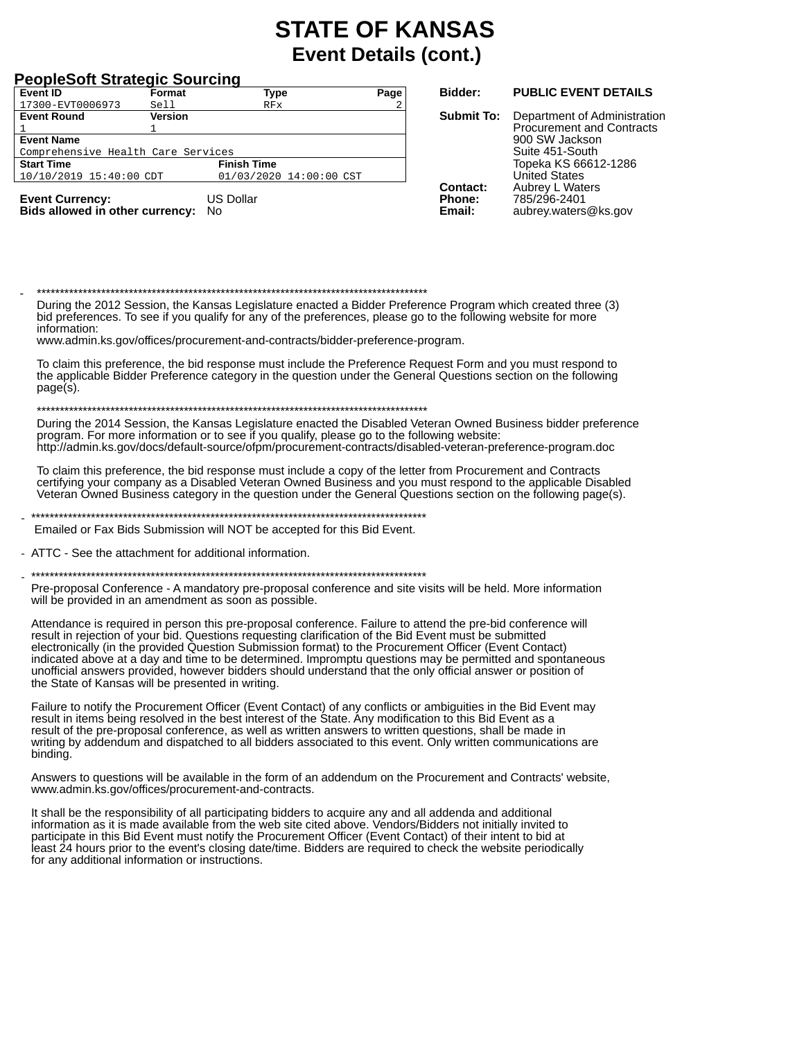# STATE OF KANSAS
## Event Details (cont.)

**PeopleSoft Strategic Sourcing**

| Event ID | Format | Type | Page |
|---|---|---|---|
| 17300-EVT0006973 | Sell | RFx | 2 |
| **Event Round** | **Version** | | |
| 1 | 1 | | |
| **Event Name** | | | |
| Comprehensive Health Care Services | | | |
| **Start Time** | | **Finish Time** | |
| 10/10/2019 15:40:00 CDT | | 01/03/2020 14:00:00 CST | |

**Event Currency:** US Dollar
**Bids allowed in other currency:** No

**Bidder:** PUBLIC EVENT DETAILS

**Submit To:** Department of Administration
Procurement and Contracts
900 SW Jackson
Suite 451-South
Topeka KS 66612-1286
United States

**Contact:** Aubrey L Waters
**Phone:** 785/296-2401
**Email:** aubrey.waters@ks.gov

- ****************************************************************************************

  During the 2012 Session, the Kansas Legislature enacted a Bidder Preference Program which created three (3) bid preferences. To see if you qualify for any of the preferences, please go to the following website for more information:
  www.admin.ks.gov/offices/procurement-and-contracts/bidder-preference-program.

  To claim this preference, the bid response must include the Preference Request Form and you must respond to the applicable Bidder Preference category in the question under the General Questions section on the following page(s).

  ****************************************************************************************

  During the 2014 Session, the Kansas Legislature enacted the Disabled Veteran Owned Business bidder preference program. For more information or to see if you qualify, please go to the following website:
  http://admin.ks.gov/docs/default-source/ofpm/procurement-contracts/disabled-veteran-preference-program.doc

  To claim this preference, the bid response must include a copy of the letter from Procurement and Contracts certifying your company as a Disabled Veteran Owned Business and you must respond to the applicable Disabled Veteran Owned Business category in the question under the General Questions section on the following page(s).

- ****************************************************************************************

  Emailed or Fax Bids Submission will NOT be accepted for this Bid Event.

- ATTC - See the attachment for additional information.

- ****************************************************************************************

  Pre-proposal Conference - A mandatory pre-proposal conference and site visits will be held. More information will be provided in an amendment as soon as possible.

  Attendance is required in person this pre-proposal conference. Failure to attend the pre-bid conference will result in rejection of your bid. Questions requesting clarification of the Bid Event must be submitted electronically (in the provided Question Submission format) to the Procurement Officer (Event Contact) indicated above at a day and time to be determined. Impromptu questions may be permitted and spontaneous unofficial answers provided, however bidders should understand that the only official answer or position of the State of Kansas will be presented in writing.

  Failure to notify the Procurement Officer (Event Contact) of any conflicts or ambiguities in the Bid Event may result in items being resolved in the best interest of the State. Any modification to this Bid Event as a result of the pre-proposal conference, as well as written answers to written questions, shall be made in writing by addendum and dispatched to all bidders associated to this event. Only written communications are binding.

  Answers to questions will be available in the form of an addendum on the Procurement and Contracts' website, www.admin.ks.gov/offices/procurement-and-contracts.

  It shall be the responsibility of all participating bidders to acquire any and all addenda and additional information as it is made available from the web site cited above. Vendors/Bidders not initially invited to participate in this Bid Event must notify the Procurement Officer (Event Contact) of their intent to bid at least 24 hours prior to the event's closing date/time. Bidders are required to check the website periodically for any additional information or instructions.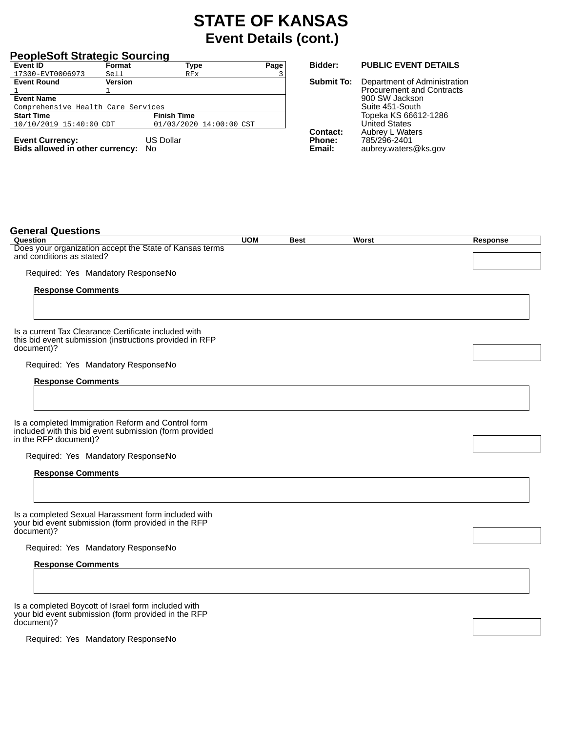# STATE OF KANSAS
## Event Details (cont.)

### PeopleSoft Strategic Sourcing

| Event ID | Format | Type | Page |
|---|---|---|---|
| 17300-EVT0006973 | Sell | RFx | 3 |
| **Event Round** | **Version** | | |
| 1 | 1 | | |
| **Event Name** | | | |
| Comprehensive Health Care Services | | | |
| **Start Time** | **Finish Time** | | |
| 10/10/2019 15:40:00 CDT | 01/03/2020 14:00:00 CST | | |

**Event Currency:** US Dollar
**Bids allowed in other currency:** No

**Bidder:** PUBLIC EVENT DETAILS

**Submit To:** Department of Administration
Procurement and Contracts
900 SW Jackson
Suite 451-South
Topeka KS 66612-1286
United States

**Contact:** Aubrey L Waters
**Phone:** 785/296-2401
**Email:** aubrey.waters@ks.gov

### General Questions

| Question | UOM | Best | Worst | Response |
|---|---|---|---|---|

Does your organization accept the State of Kansas terms and conditions as stated?

Required: Yes Mandatory Response: No

**Response Comments**

Is a current Tax Clearance Certificate included with this bid event submission (instructions provided in RFP document)?

Required: Yes Mandatory Response: No

**Response Comments**

Is a completed Immigration Reform and Control form included with this bid event submission (form provided in the RFP document)?

Required: Yes Mandatory Response: No

**Response Comments**

Is a completed Sexual Harassment form included with your bid event submission (form provided in the RFP document)?

Required: Yes Mandatory Response: No

**Response Comments**

Is a completed Boycott of Israel form included with your bid event submission (form provided in the RFP document)?

Required: Yes Mandatory Response: No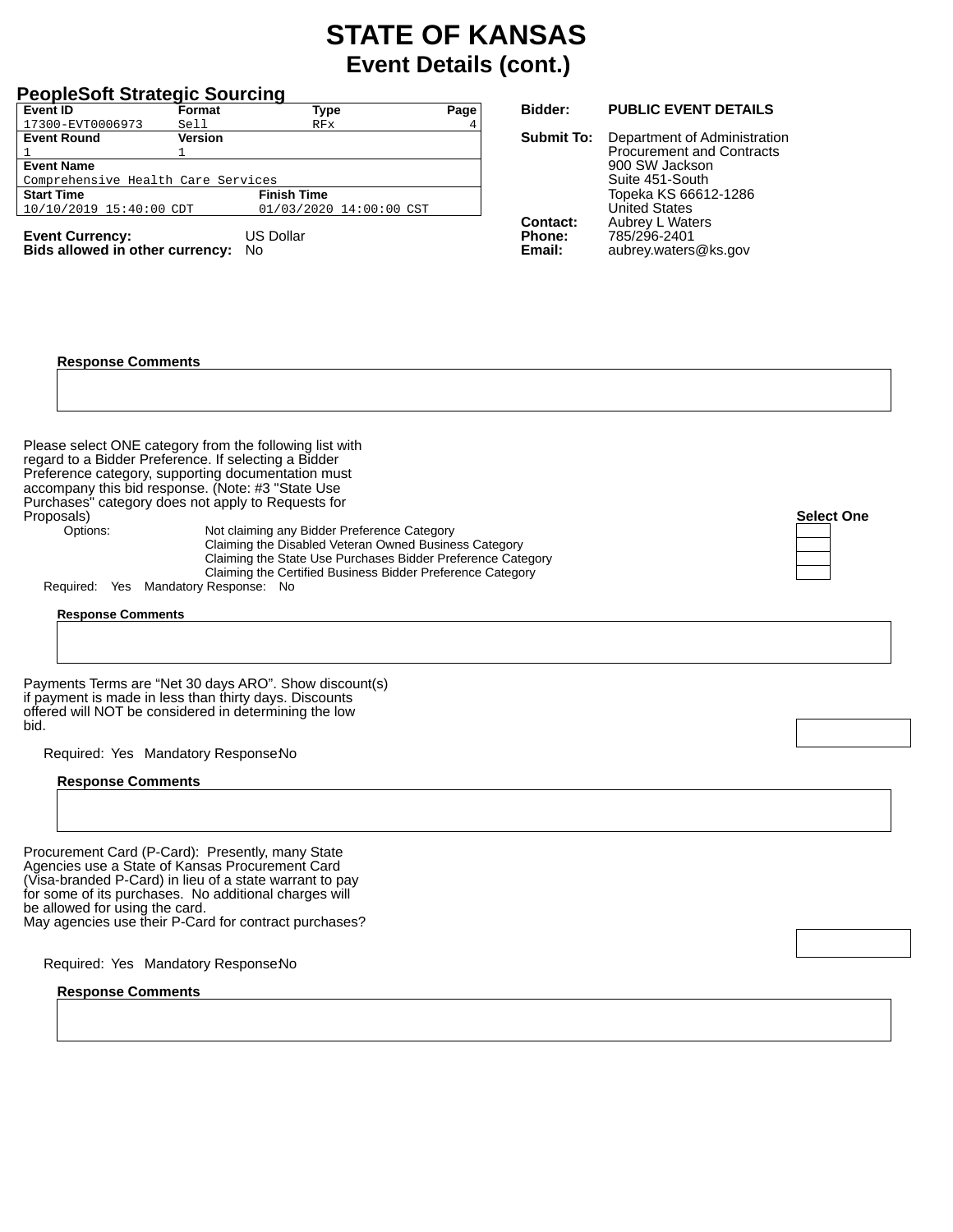# STATE OF KANSAS
## Event Details (cont.)

### PeopleSoft Strategic Sourcing

| Event ID | Format | Type | Page |
|---|---|---|---|
| 17300-EVT0006973 | Sell | RFx | 4 |
| **Event Round** | **Version** | | |
| 1 | 1 | | |
| **Event Name** | | | |
| Comprehensive Health Care Services | | | |
| **Start Time** | | **Finish Time** | |
| 10/10/2019 15:40:00 CDT | | 01/03/2020 14:00:00 CST | |

**Event Currency:** US Dollar
**Bids allowed in other currency:** No

**Bidder:** PUBLIC EVENT DETAILS

**Submit To:** Department of Administration
Procurement and Contracts
900 SW Jackson
Suite 451-South
Topeka KS 66612-1286
United States

**Contact:** Aubrey L Waters
**Phone:** 785/296-2401
**Email:** aubrey.waters@ks.gov

**Response Comments**

Please select ONE category from the following list with regard to a Bidder Preference. If selecting a Bidder Preference category, supporting documentation must accompany this bid response. (Note: #3 "State Use Purchases" category does not apply to Requests for Proposals)

**Select One**

Options:
- Not claiming any Bidder Preference Category
- Claiming the Disabled Veteran Owned Business Category
- Claiming the State Use Purchases Bidder Preference Category
- Claiming the Certified Business Bidder Preference Category

Required: Yes Mandatory Response: No

**Response Comments**

Payments Terms are "Net 30 days ARO". Show discount(s) if payment is made in less than thirty days. Discounts offered will NOT be considered in determining the low bid.

Required: Yes Mandatory Response: No

**Response Comments**

Procurement Card (P-Card): Presently, many State Agencies use a State of Kansas Procurement Card (Visa-branded P-Card) in lieu of a state warrant to pay for some of its purchases. No additional charges will be allowed for using the card.
May agencies use their P-Card for contract purchases?

Required: Yes Mandatory Response: No

**Response Comments**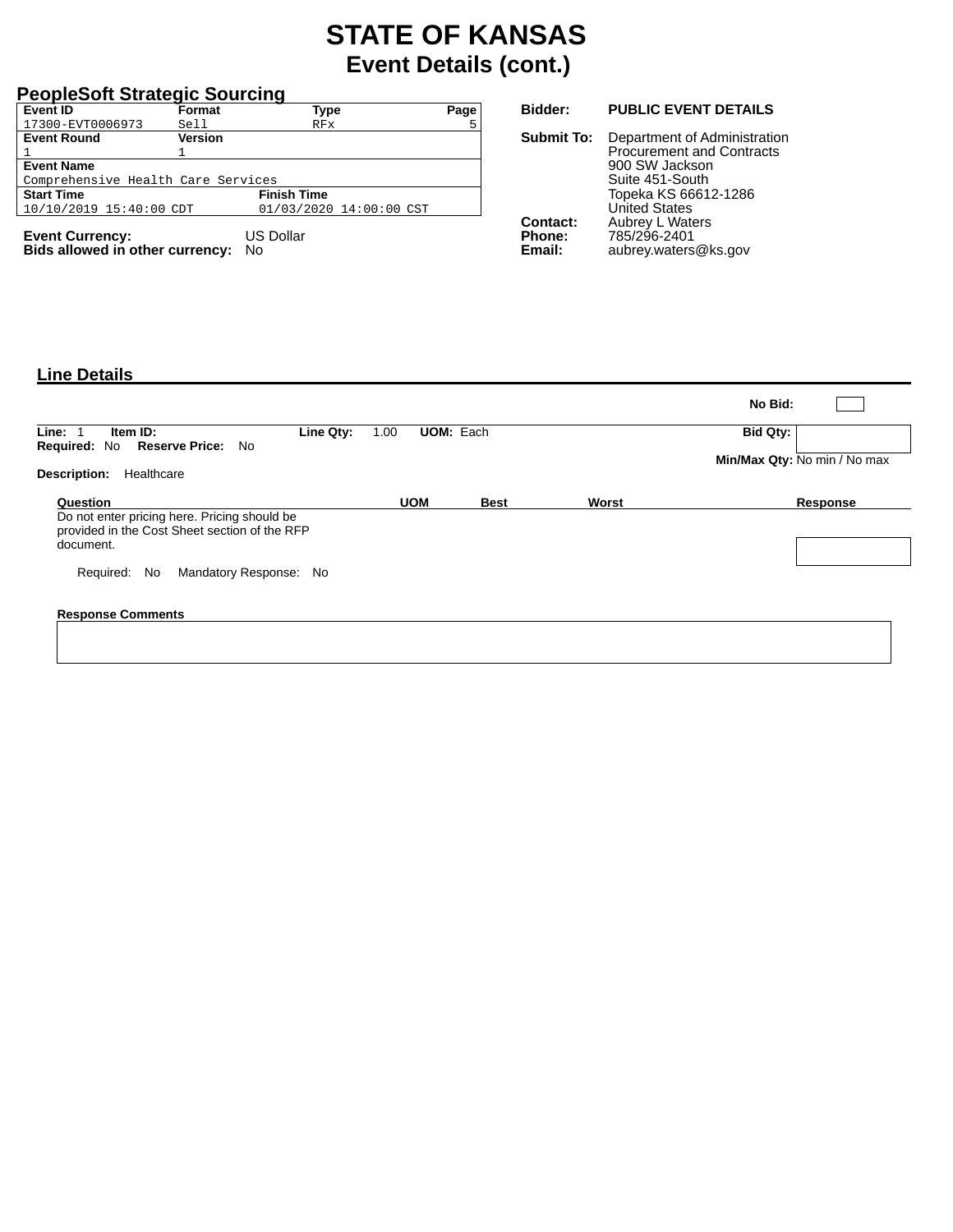# STATE OF KANSAS
## Event Details (cont.)

**PeopleSoft Strategic Sourcing**

| Event ID | Format | Type | Page |
|---|---|---|---|
| 17300-EVT0006973 | Sell | RFx | 5 |
| **Event Round** | **Version** | | |
| 1 | 1 | | |
| **Event Name** | | | |
| Comprehensive Health Care Services | | | |
| **Start Time** | | **Finish Time** | |
| 10/10/2019 15:40:00 CDT | | 01/03/2020 14:00:00 CST | |

**Event Currency:** US Dollar
**Bids allowed in other currency:** No

**Bidder:** PUBLIC EVENT DETAILS

**Submit To:** Department of Administration
Procurement and Contracts
900 SW Jackson
Suite 451-South
Topeka KS 66612-1286
United States

**Contact:** Aubrey L Waters
**Phone:** 785/296-2401
**Email:** aubrey.waters@ks.gov

## Line Details

**No Bid:**

**Line:** 1 **Item ID:** **Line Qty:** 1.00 **UOM:** Each **Bid Qty:**
**Required:** No **Reserve Price:** No **Min/Max Qty:** No min / No max

**Description:** Healthcare

| Question | UOM | Best | Worst | Response |
|---|---|---|---|---|
| Do not enter pricing here. Pricing should be provided in the Cost Sheet section of the RFP document. | | | | |

Required: No Mandatory Response: No

**Response Comments**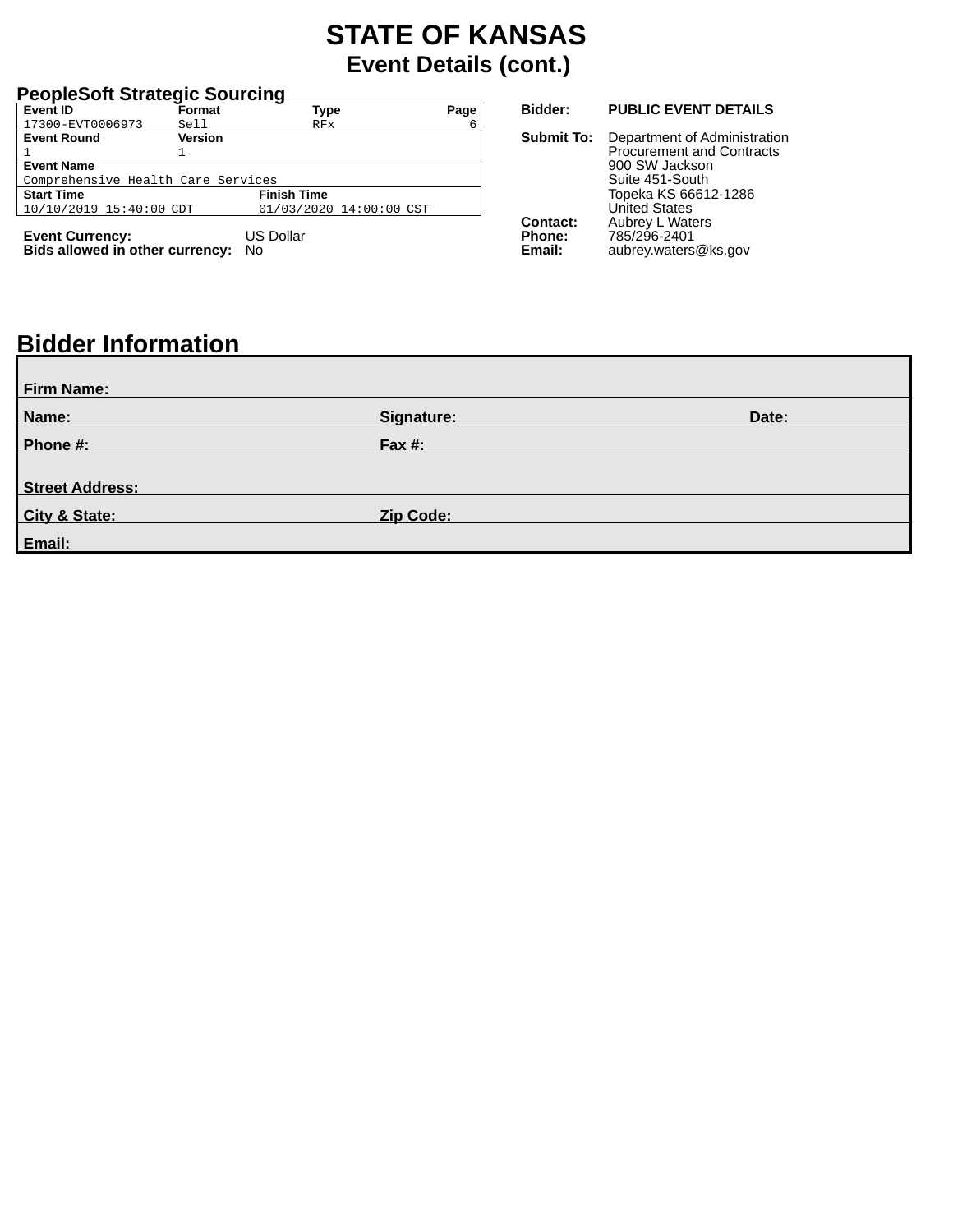# STATE OF KANSAS
## Event Details (cont.)

**PeopleSoft Strategic Sourcing**

| Event ID | Format | Type | Page |
|---|---|---|---|
| 17300-EVT0006973 | Sell | RFx | 6 |
| **Event Round** | **Version** | | |
| 1 | 1 | | |
| **Event Name** | | | |
| Comprehensive Health Care Services | | | |
| **Start Time** | | **Finish Time** | |
| 10/10/2019 15:40:00 CDT | | 01/03/2020 14:00:00 CST | |

**Event Currency:** US Dollar
**Bids allowed in other currency:** No

**Bidder:** PUBLIC EVENT DETAILS

**Submit To:** Department of Administration
Procurement and Contracts
900 SW Jackson
Suite 451-South
Topeka KS 66612-1286
United States

**Contact:** Aubrey L Waters
**Phone:** 785/296-2401
**Email:** aubrey.waters@ks.gov

## Bidder Information

| | | |
|---|---|---|
| **Firm Name:** | | |
| **Name:** | **Signature:** | **Date:** |
| **Phone #:** | **Fax #:** | |
| **Street Address:** | | |
| **City & State:** | **Zip Code:** | |
| **Email:** | | |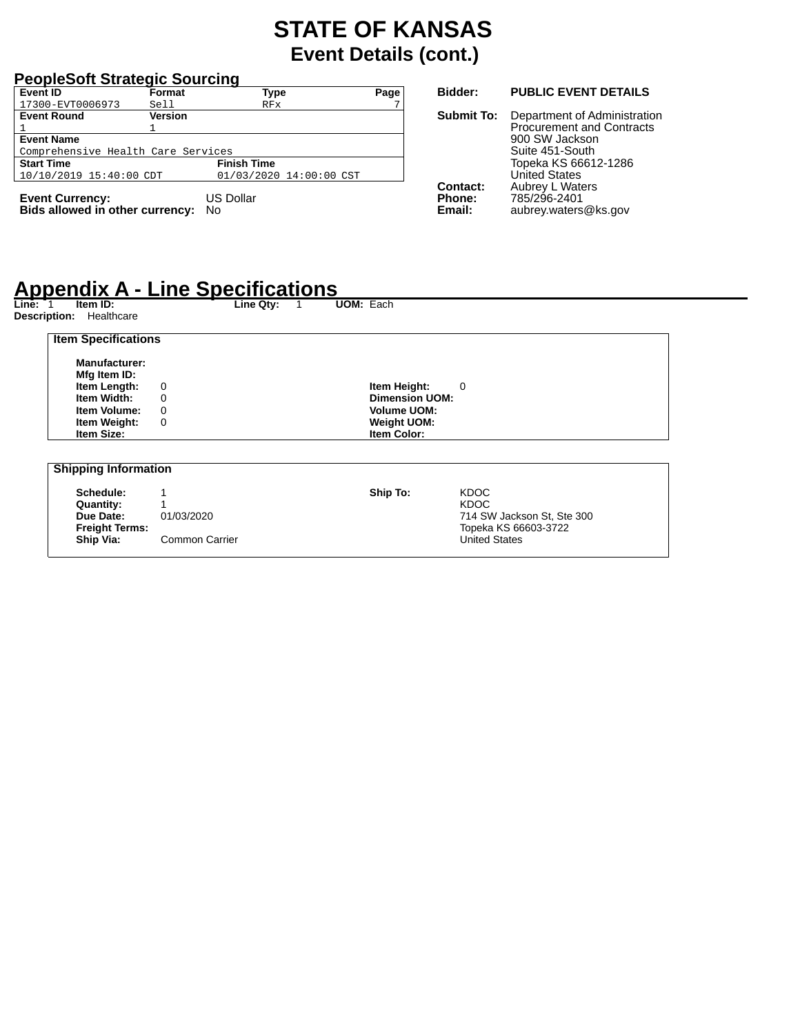# STATE OF KANSAS
## Event Details (cont.)

### PeopleSoft Strategic Sourcing

| Event ID | Format | Type |
|---|---|---|
| 17300-EVT0006973 | Sell | RFx |
| **Event Round** | **Version** | |
| 1 | 1 | |
| **Event Name** | | |
| Comprehensive Health Care Services | | |
| **Start Time** | **Finish Time** | |
| 10/10/2019 15:40:00 CDT | 01/03/2020 14:00:00 CST | |

**Event Currency:** US Dollar
**Bids allowed in other currency:** No

**Bidder:** PUBLIC EVENT DETAILS

**Submit To:** Department of Administration
Procurement and Contracts
900 SW Jackson
Suite 451-South
Topeka KS 66612-1286
United States

**Contact:** Aubrey L Waters
**Phone:** 785/296-2401
**Email:** aubrey.waters@ks.gov

## Appendix A - Line Specifications

**Line:** 1 **Item ID:** **Line Qty:** 1 **UOM:** Each
**Description:** Healthcare

**Item Specifications**

| | | | |
|---|---|---|---|
| **Manufacturer:** | | | |
| **Mfg Item ID:** | | | |
| **Item Length:** | 0 | **Item Height:** | 0 |
| **Item Width:** | 0 | **Dimension UOM:** | |
| **Item Volume:** | 0 | **Volume UOM:** | |
| **Item Weight:** | 0 | **Weight UOM:** | |
| **Item Size:** | | **Item Color:** | |

**Shipping Information**

| | | | |
|---|---|---|---|
| **Schedule:** | 1 | **Ship To:** | KDOC |
| **Quantity:** | 1 | | KDOC |
| **Due Date:** | 01/03/2020 | | 714 SW Jackson St, Ste 300 |
| **Freight Terms:** | | | Topeka KS 66603-3722 |
| **Ship Via:** | Common Carrier | | United States |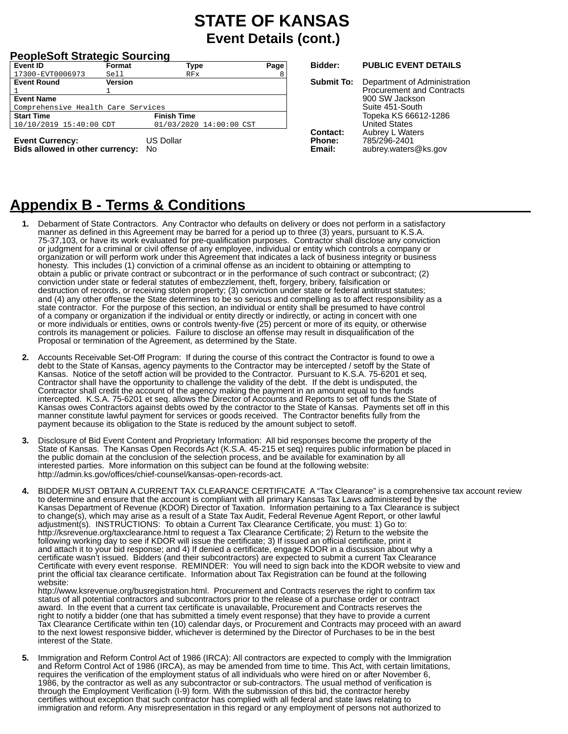# STATE OF KANSAS
## Event Details (cont.)

**PeopleSoft Strategic Sourcing**

| Event ID | Format | Type | Page |
|---|---|---|---|
| 17300-EVT0006973 | Sell | RFx | 8 |
| **Event Round** | **Version** | | |
| 1 | 1 | | |
| **Event Name** | | | |
| Comprehensive Health Care Services | | | |
| **Start Time** | **Finish Time** | | |
| 10/10/2019 15:40:00 CDT | 01/03/2020 14:00:00 CST | | |

**Event Currency:** US Dollar
**Bids allowed in other currency:** No

**Bidder:** PUBLIC EVENT DETAILS

**Submit To:** Department of Administration
Procurement and Contracts
900 SW Jackson
Suite 451-South
Topeka KS 66612-1286
United States

**Contact:** Aubrey L Waters
**Phone:** 785/296-2401
**Email:** aubrey.waters@ks.gov

## Appendix B - Terms & Conditions

1. Debarment of State Contractors. Any Contractor who defaults on delivery or does not perform in a satisfactory manner as defined in this Agreement may be barred for a period up to three (3) years, pursuant to K.S.A. 75-37,103, or have its work evaluated for pre-qualification purposes. Contractor shall disclose any conviction or judgment for a criminal or civil offense of any employee, individual or entity which controls a company or organization or will perform work under this Agreement that indicates a lack of business integrity or business honesty. This includes (1) conviction of a criminal offense as an incident to obtaining or attempting to obtain a public or private contract or subcontract or in the performance of such contract or subcontract; (2) conviction under state or federal statutes of embezzlement, theft, forgery, bribery, falsification or destruction of records, or receiving stolen property; (3) conviction under state or federal antitrust statutes; and (4) any other offense the State determines to be so serious and compelling as to affect responsibility as a state contractor. For the purpose of this section, an individual or entity shall be presumed to have control of a company or organization if the individual or entity directly or indirectly, or acting in concert with one or more individuals or entities, owns or controls twenty-five (25) percent or more of its equity, or otherwise controls its management or policies. Failure to disclose an offense may result in disqualification of the Proposal or termination of the Agreement, as determined by the State.

2. Accounts Receivable Set-Off Program: If during the course of this contract the Contractor is found to owe a debt to the State of Kansas, agency payments to the Contractor may be intercepted / setoff by the State of Kansas. Notice of the setoff action will be provided to the Contractor. Pursuant to K.S.A. 75-6201 et seq, Contractor shall have the opportunity to challenge the validity of the debt. If the debt is undisputed, the Contractor shall credit the account of the agency making the payment in an amount equal to the funds intercepted. K.S.A. 75-6201 et seq. allows the Director of Accounts and Reports to set off funds the State of Kansas owes Contractors against debts owed by the contractor to the State of Kansas. Payments set off in this manner constitute lawful payment for services or goods received. The Contractor benefits fully from the payment because its obligation to the State is reduced by the amount subject to setoff.

3. Disclosure of Bid Event Content and Proprietary Information: All bid responses become the property of the State of Kansas. The Kansas Open Records Act (K.S.A. 45-215 et seq) requires public information be placed in the public domain at the conclusion of the selection process, and be available for examination by all interested parties. More information on this subject can be found at the following website: http://admin.ks.gov/offices/chief-counsel/kansas-open-records-act.

4. BIDDER MUST OBTAIN A CURRENT TAX CLEARANCE CERTIFICATE A "Tax Clearance" is a comprehensive tax account review to determine and ensure that the account is compliant with all primary Kansas Tax Laws administered by the Kansas Department of Revenue (KDOR) Director of Taxation. Information pertaining to a Tax Clearance is subject to change(s), which may arise as a result of a State Tax Audit, Federal Revenue Agent Report, or other lawful adjustment(s). INSTRUCTIONS: To obtain a Current Tax Clearance Certificate, you must: 1) Go to: http://ksrevenue.org/taxclearance.html to request a Tax Clearance Certificate; 2) Return to the website the following working day to see if KDOR will issue the certificate; 3) If issued an official certificate, print it and attach it to your bid response; and 4) If denied a certificate, engage KDOR in a discussion about why a certificate wasn't issued. Bidders (and their subcontractors) are expected to submit a current Tax Clearance Certificate with every event response. REMINDER: You will need to sign back into the KDOR website to view and print the official tax clearance certificate. Information about Tax Registration can be found at the following website: http://www.ksrevenue.org/busregistration.html. Procurement and Contracts reserves the right to confirm tax status of all potential contractors and subcontractors prior to the release of a purchase order or contract award. In the event that a current tax certificate is unavailable, Procurement and Contracts reserves the right to notify a bidder (one that has submitted a timely event response) that they have to provide a current Tax Clearance Certificate within ten (10) calendar days, or Procurement and Contracts may proceed with an award to the next lowest responsive bidder, whichever is determined by the Director of Purchases to be in the best interest of the State.

5. Immigration and Reform Control Act of 1986 (IRCA): All contractors are expected to comply with the Immigration and Reform Control Act of 1986 (IRCA), as may be amended from time to time. This Act, with certain limitations, requires the verification of the employment status of all individuals who were hired on or after November 6, 1986, by the contractor as well as any subcontractor or sub-contractors. The usual method of verification is through the Employment Verification (I-9) form. With the submission of this bid, the contractor hereby certifies without exception that such contractor has complied with all federal and state laws relating to immigration and reform. Any misrepresentation in this regard or any employment of persons not authorized to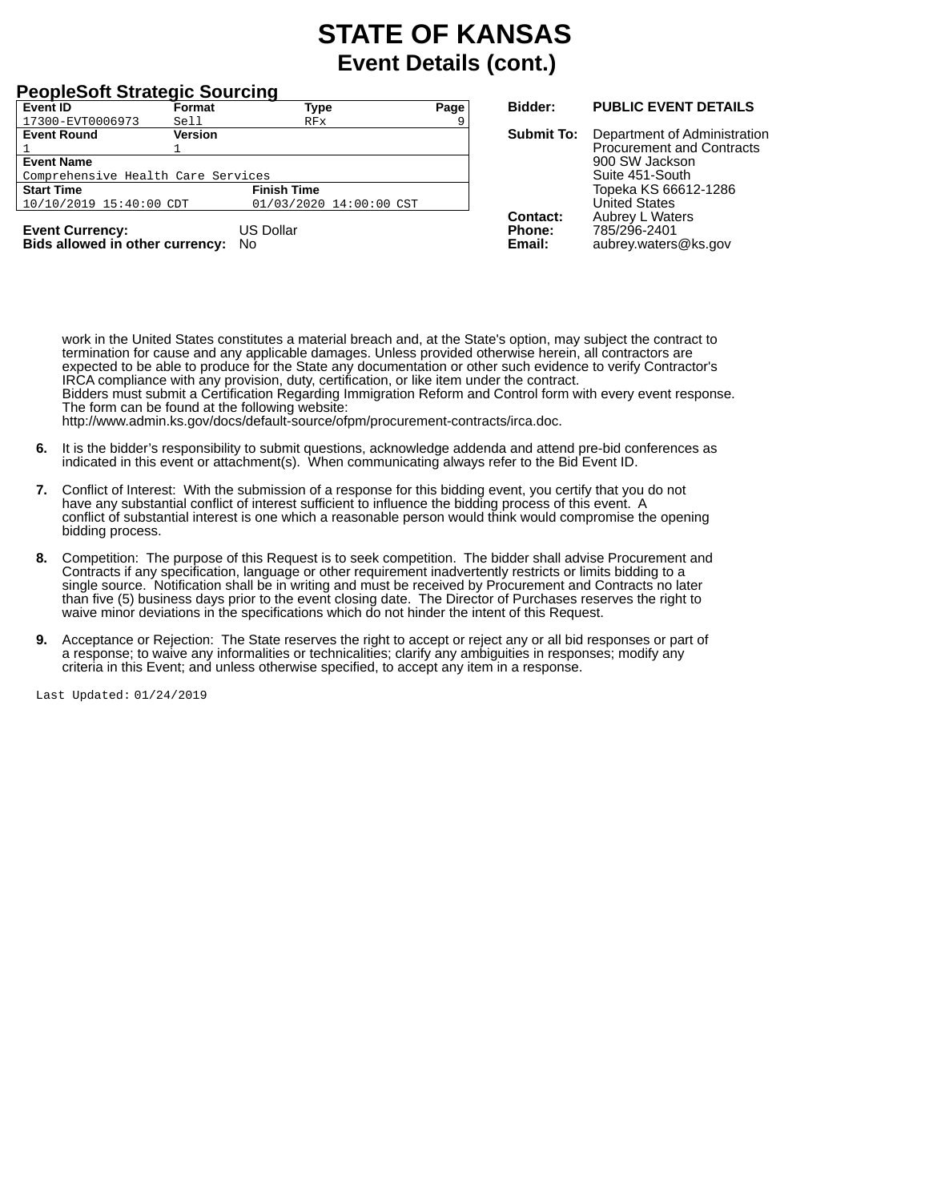work in the United States constitutes a material breach and, at the State's option, may subject the contract to termination for cause and any applicable damages. Unless provided otherwise herein, all contractors are expected to be able to produce for the State any documentation or other such evidence to verify Contractor's IRCA compliance with any provision, duty, certification, or like item under the contract.
Bidders must submit a Certification Regarding Immigration Reform and Control form with every event response. The form can be found at the following website:
http://www.admin.ks.gov/docs/default-source/ofpm/procurement-contracts/irca.doc.

6. It is the bidder's responsibility to submit questions, acknowledge addenda and attend pre-bid conferences as indicated in this event or attachment(s). When communicating always refer to the Bid Event ID.

7. Conflict of Interest: With the submission of a response for this bidding event, you certify that you do not have any substantial conflict of interest sufficient to influence the bidding process of this event. A conflict of substantial interest is one which a reasonable person would think would compromise the opening bidding process.

8. Competition: The purpose of this Request is to seek competition. The bidder shall advise Procurement and Contracts if any specification, language or other requirement inadvertently restricts or limits bidding to a single source. Notification shall be in writing and must be received by Procurement and Contracts no later than five (5) business days prior to the event closing date. The Director of Purchases reserves the right to waive minor deviations in the specifications which do not hinder the intent of this Request.

9. Acceptance or Rejection: The State reserves the right to accept or reject any or all bid responses or part of a response; to waive any informalities or technicalities; clarify any ambiguities in responses; modify any criteria in this Event; and unless otherwise specified, to accept any item in a response.

Last Updated: 01/24/2019